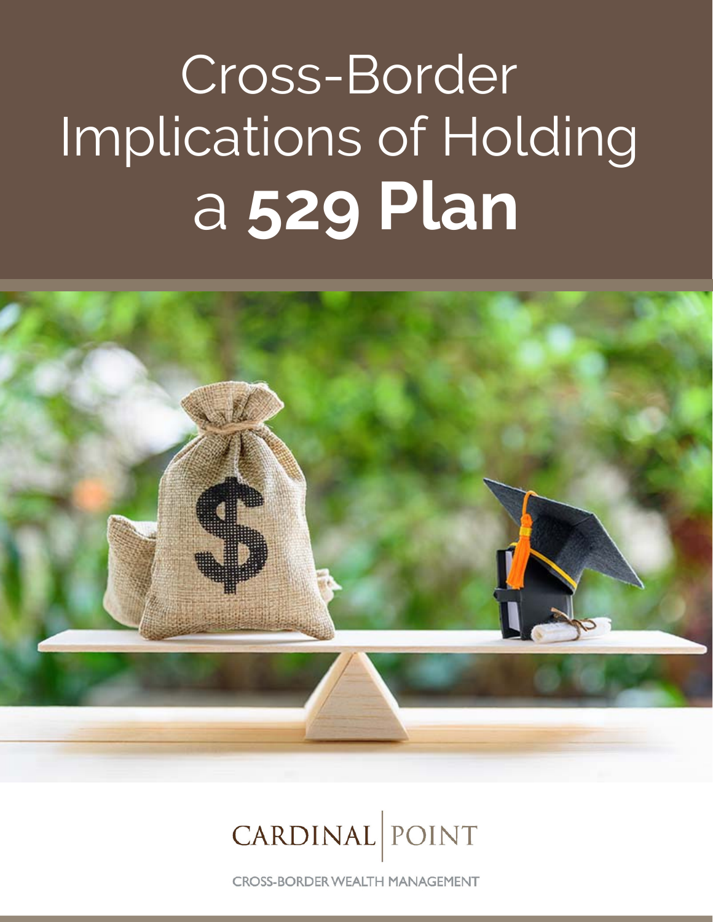# Cross-Border Implications of Holding a **529 Plan**

CARDINAL | POINT

CROSS-BORDER WEALTH MANAGEMENT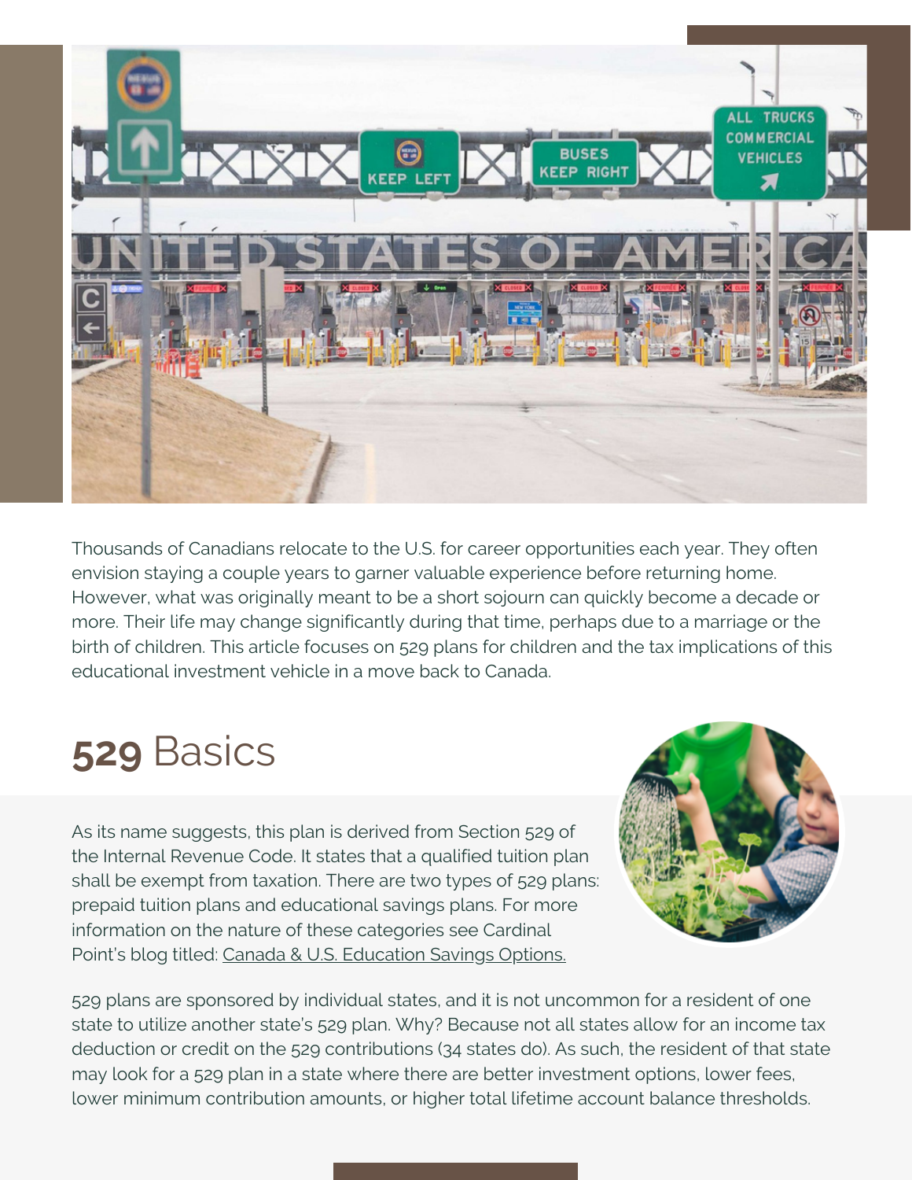Thousands of Canadians relocate to the U.S. for career opportunities each year. They often envision staying a couple years to garner valuable experience before returning home. However, what was originally meant to be a short sojourn can quickly become a decade or more. Their life may change significantly during that time, perhaps due to a marriage or the birth of children. This article focuses on 529 plans for children and the tax implications of this educational investment vehicle in a move back to Canada.

# **529** Basics

As its name suggests, this plan is derived from Section 529 of the Internal Revenue Code. It states that a qualified tuition plan shall be exempt from taxation. There are two types of 529 plans: prepaid tuition plans and educational savings plans. For more information on the nature of these categories see Cardinal Point's blog titled: Canada & U.S. Education Savings Options.

529 plans are sponsored by individual states, and it is not uncommon for a resident of one state to utilize another state's 529 plan. Why? Because not all states allow for an income tax deduction or credit on the 529 contributions (34 states do). As such, the resident of that state may look for a 529 plan in a state where there are better investment options, lower fees, lower minimum contribution amounts, or higher total lifetime account balance thresholds.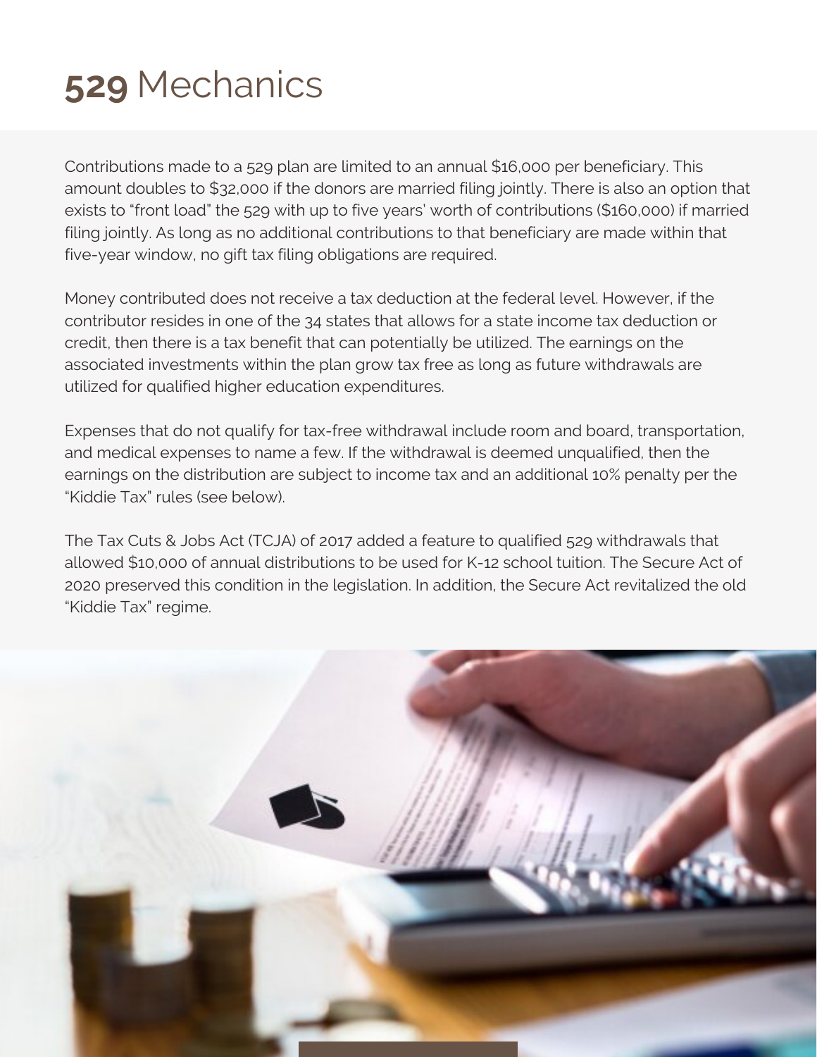# **529** Mechanics

Contributions made to a 529 plan are limited to an annual $16,000 per beneficiary. This amount doubles to $32,000 if the donors are married filing jointly. There is also an option that exists to "front load" the 529 with up to five years' worth of contributions ($160,000) if married filing jointly. As long as no additional contributions to that beneficiary are made within that five-year window, no gift tax filing obligations are required.

Money contributed does not receive a tax deduction at the federal level. However, if the contributor resides in one of the 34 states that allows for a state income tax deduction or credit, then there is a tax benefit that can potentially be utilized. The earnings on the associated investments within the plan grow tax free as long as future withdrawals are utilized for qualified higher education expenditures.

Expenses that do not qualify for tax-free withdrawal include room and board, transportation, and medical expenses to name a few. If the withdrawal is deemed unqualified, then the earnings on the distribution are subject to income tax and an additional 10% penalty per the "Kiddie Tax" rules (see below).

The Tax Cuts & Jobs Act (TCJA) of 2017 added a feature to qualified 529 withdrawals that allowed $10,000 of annual distributions to be used for K-12 school tuition. The Secure Act of 2020 preserved this condition in the legislation. In addition, the Secure Act revitalized the old "Kiddie Tax" regime.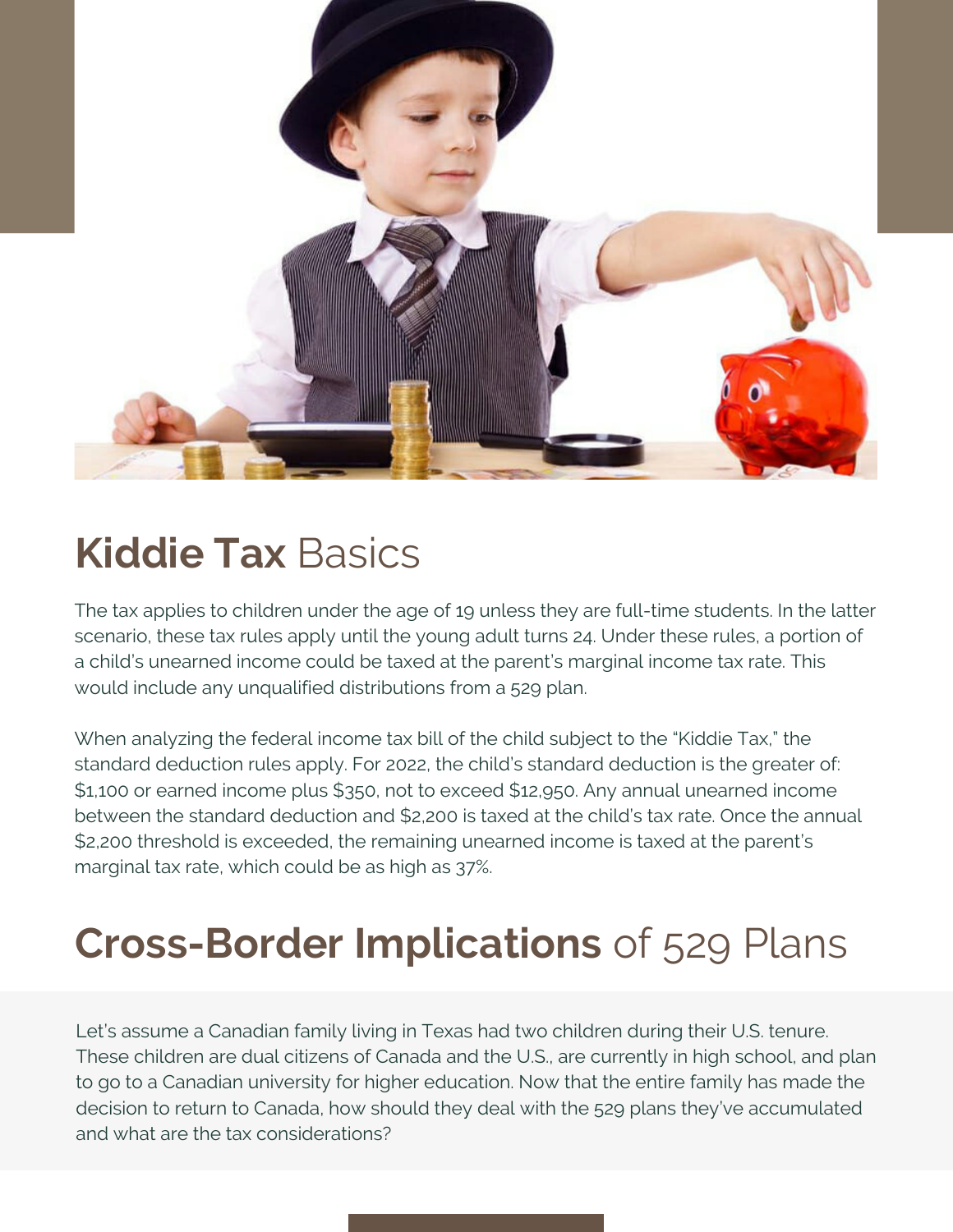## **Kiddie Tax** Basics

The tax applies to children under the age of 19 unless they are full-time students. In the latter scenario, these tax rules apply until the young adult turns 24. Under these rules, a portion of a child's unearned income could be taxed at the parent's marginal income tax rate. This would include any unqualified distributions from a 529 plan.

When analyzing the federal income tax bill of the child subject to the "Kiddie Tax," the standard deduction rules apply. For 2022, the child's standard deduction is the greater of: $1,100 or earned income plus $350, not to exceed $12,950. Any annual unearned income between the standard deduction and $2,200 is taxed at the child's tax rate. Once the annual $2,200 threshold is exceeded, the remaining unearned income is taxed at the parent's marginal tax rate, which could be as high as 37%.

## **Cross-Border Implications** of 529 Plans

Let's assume a Canadian family living in Texas had two children during their U.S. tenure. These children are dual citizens of Canada and the U.S., are currently in high school, and plan to go to a Canadian university for higher education. Now that the entire family has made the decision to return to Canada, how should they deal with the 529 plans they've accumulated and what are the tax considerations?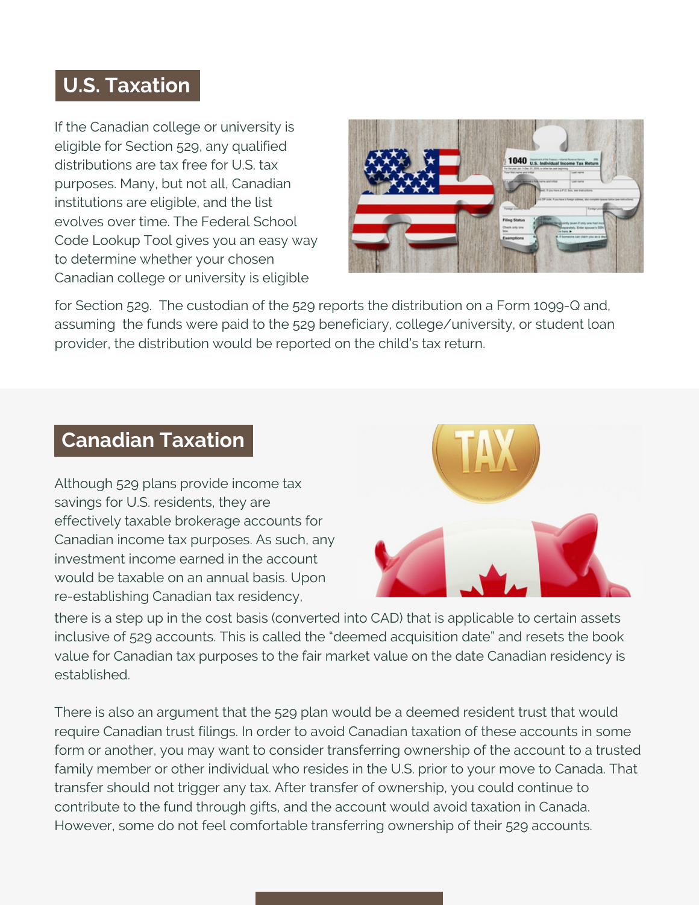## U.S. Taxation

If the Canadian college or university is eligible for Section 529, any qualified distributions are tax free for U.S. tax purposes. Many, but not all, Canadian institutions are eligible, and the list evolves over time. The Federal School Code Lookup Tool gives you an easy way to determine whether your chosen Canadian college or university is eligible for Section 529. The custodian of the 529 reports the distribution on a Form 1099-Q and, assuming the funds were paid to the 529 beneficiary, college/university, or student loan provider, the distribution would be reported on the child's tax return.

## Canadian Taxation

Although 529 plans provide income tax savings for U.S. residents, they are effectively taxable brokerage accounts for Canadian income tax purposes. As such, any investment income earned in the account would be taxable on an annual basis. Upon re-establishing Canadian tax residency, there is a step up in the cost basis (converted into CAD) that is applicable to certain assets inclusive of 529 accounts. This is called the "deemed acquisition date" and resets the book value for Canadian tax purposes to the fair market value on the date Canadian residency is established.

There is also an argument that the 529 plan would be a deemed resident trust that would require Canadian trust filings. In order to avoid Canadian taxation of these accounts in some form or another, you may want to consider transferring ownership of the account to a trusted family member or other individual who resides in the U.S. prior to your move to Canada. That transfer should not trigger any tax. After transfer of ownership, you could continue to contribute to the fund through gifts, and the account would avoid taxation in Canada. However, some do not feel comfortable transferring ownership of their 529 accounts.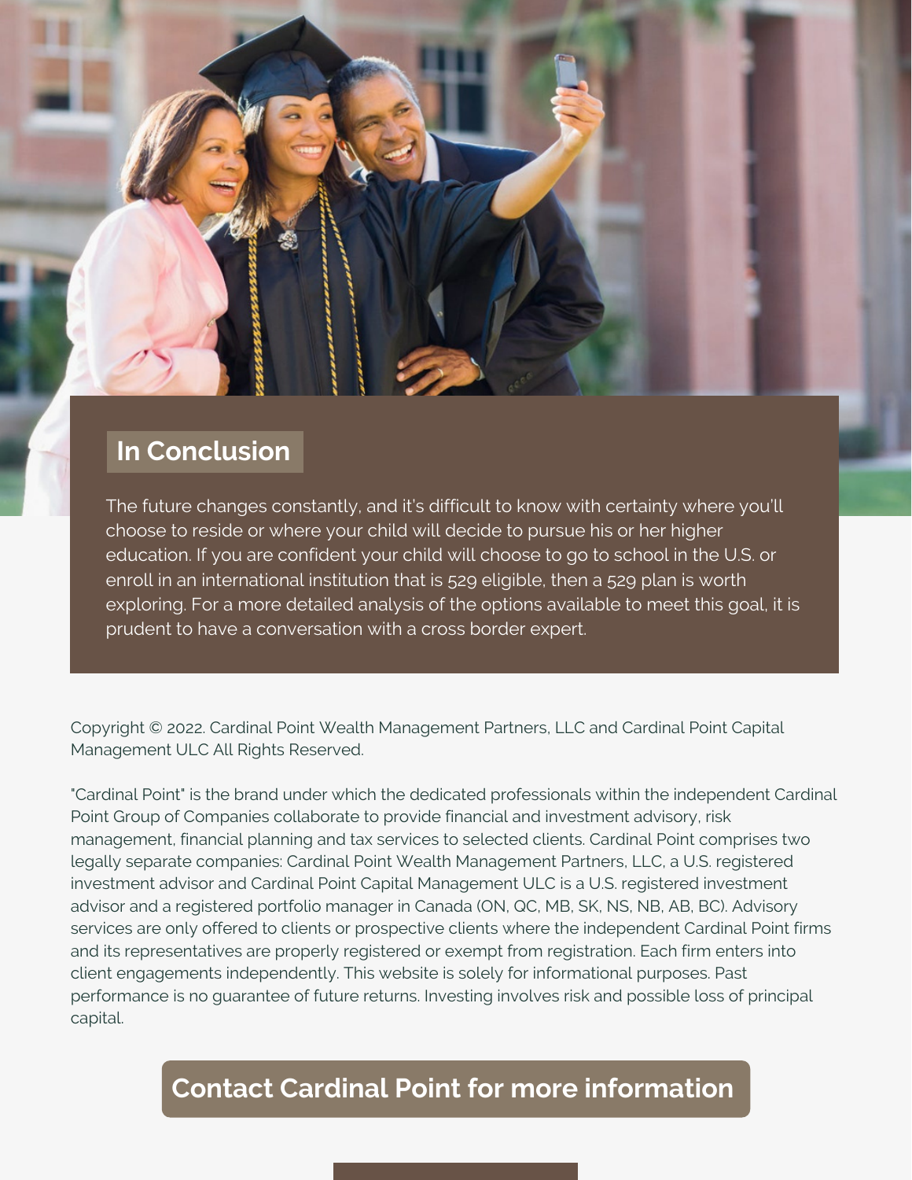## In Conclusion

The future changes constantly, and it's difficult to know with certainty where you'll choose to reside or where your child will decide to pursue his or her higher education. If you are confident your child will choose to go to school in the U.S. or enroll in an international institution that is 529 eligible, then a 529 plan is worth exploring. For a more detailed analysis of the options available to meet this goal, it is prudent to have a conversation with a cross border expert.

Copyright © 2022. Cardinal Point Wealth Management Partners, LLC and Cardinal Point Capital Management ULC All Rights Reserved.

"Cardinal Point" is the brand under which the dedicated professionals within the independent Cardinal Point Group of Companies collaborate to provide financial and investment advisory, risk management, financial planning and tax services to selected clients. Cardinal Point comprises two legally separate companies: Cardinal Point Wealth Management Partners, LLC, a U.S. registered investment advisor and Cardinal Point Capital Management ULC is a U.S. registered investment advisor and a registered portfolio manager in Canada (ON, QC, MB, SK, NS, NB, AB, BC). Advisory services are only offered to clients or prospective clients where the independent Cardinal Point firms and its representatives are properly registered or exempt from registration. Each firm enters into client engagements independently. This website is solely for informational purposes. Past performance is no guarantee of future returns. Investing involves risk and possible loss of principal capital.

**Contact Cardinal Point for more information**